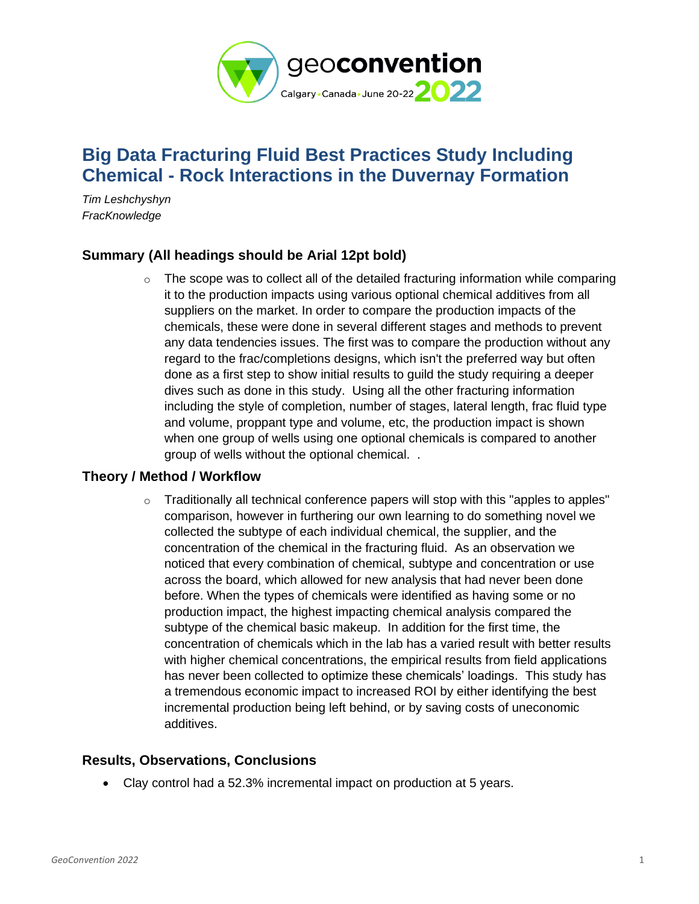# Big Data Fracturing Fluid Best Practices Study Including Chemical - Rock Interactions in the Duvernay Formation

*Tim Leshchyshyn*
*FracKnowledge*

## Summary (All headings should be Arial 12pt bold)

- The scope was to collect all of the detailed fracturing information while comparing it to the production impacts using various optional chemical additives from all suppliers on the market. In order to compare the production impacts of the chemicals, these were done in several different stages and methods to prevent any data tendencies issues. The first was to compare the production without any regard to the frac/completions designs, which isn't the preferred way but often done as a first step to show initial results to guild the study requiring a deeper dives such as done in this study. Using all the other fracturing information including the style of completion, number of stages, lateral length, frac fluid type and volume, proppant type and volume, etc, the production impact is shown when one group of wells using one optional chemicals is compared to another group of wells without the optional chemical. .

## Theory / Method / Workflow

- Traditionally all technical conference papers will stop with this "apples to apples" comparison, however in furthering our own learning to do something novel we collected the subtype of each individual chemical, the supplier, and the concentration of the chemical in the fracturing fluid. As an observation we noticed that every combination of chemical, subtype and concentration or use across the board, which allowed for new analysis that had never been done before. When the types of chemicals were identified as having some or no production impact, the highest impacting chemical analysis compared the subtype of the chemical basic makeup. In addition for the first time, the concentration of chemicals which in the lab has a varied result with better results with higher chemical concentrations, the empirical results from field applications has never been collected to optimize these chemicals' loadings. This study has a tremendous economic impact to increased ROI by either identifying the best incremental production being left behind, or by saving costs of uneconomic additives.

## Results, Observations, Conclusions

- Clay control had a 52.3% incremental impact on production at 5 years.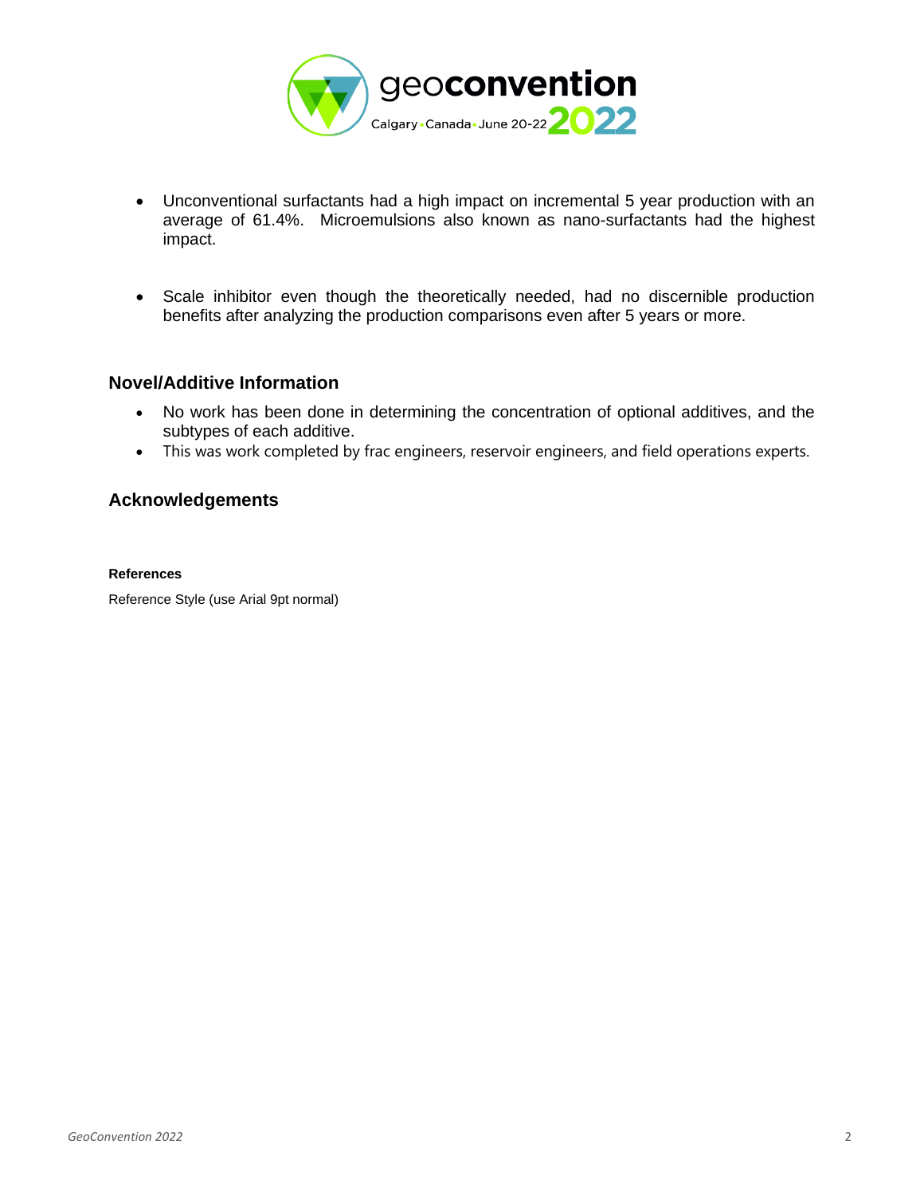- Unconventional surfactants had a high impact on incremental 5 year production with an average of 61.4%. Microemulsions also known as nano-surfactants had the highest impact.

- Scale inhibitor even though the theoretically needed, had no discernible production benefits after analyzing the production comparisons even after 5 years or more.

## Novel/Additive Information

- No work has been done in determining the concentration of optional additives, and the subtypes of each additive.
- This was work completed by frac engineers, reservoir engineers, and field operations experts.

## Acknowledgements

#### References

Reference Style (use Arial 9pt normal)